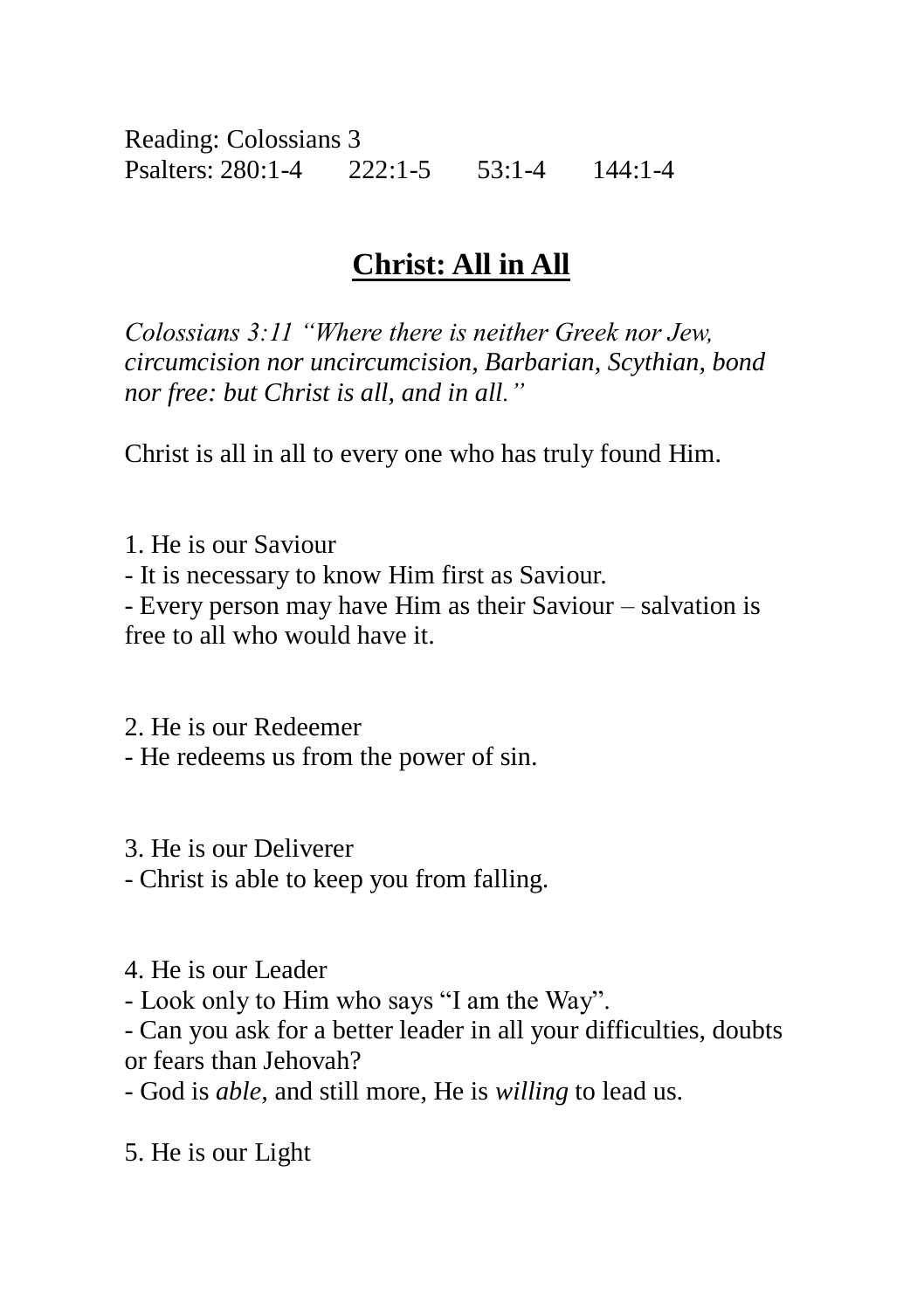Reading: Colossians 3

Psalters: 280:1-4 222:1-5 53:1-4 144:1-4

# Christ: All in All

*Colossians 3:11 "Where there is neither Greek nor Jew, circumcision nor uncircumcision, Barbarian, Scythian, bond nor free: but Christ is all, and in all."*

Christ is all in all to every one who has truly found Him.

1. He is our Saviour
- It is necessary to know Him first as Saviour.
- Every person may have Him as their Saviour – salvation is free to all who would have it.

2. He is our Redeemer
- He redeems us from the power of sin.

3. He is our Deliverer
- Christ is able to keep you from falling.

4. He is our Leader
- Look only to Him who says "I am the Way".
- Can you ask for a better leader in all your difficulties, doubts or fears than Jehovah?
- God is *able*, and still more, He is *willing* to lead us.

5. He is our Light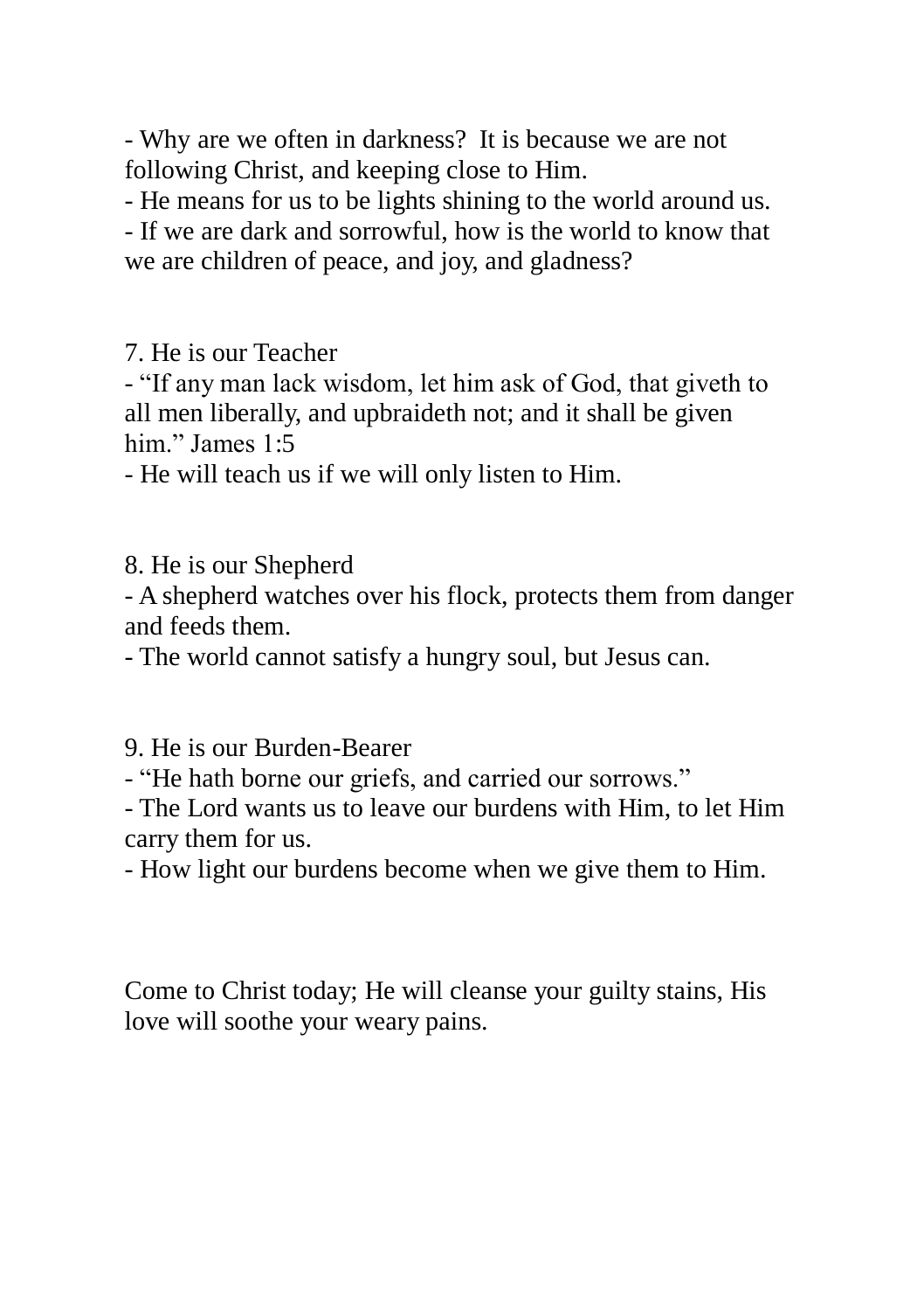- Why are we often in darkness?  It is because we are not following Christ, and keeping close to Him.
- He means for us to be lights shining to the world around us.
- If we are dark and sorrowful, how is the world to know that we are children of peace, and joy, and gladness?

7. He is our Teacher
- “If any man lack wisdom, let him ask of God, that giveth to all men liberally, and upbraideth not; and it shall be given him.” James 1:5
- He will teach us if we will only listen to Him.

8. He is our Shepherd
- A shepherd watches over his flock, protects them from danger and feeds them.
- The world cannot satisfy a hungry soul, but Jesus can.

9. He is our Burden-Bearer
- “He hath borne our griefs, and carried our sorrows.”
- The Lord wants us to leave our burdens with Him, to let Him carry them for us.
- How light our burdens become when we give them to Him.

Come to Christ today; He will cleanse your guilty stains, His love will soothe your weary pains.